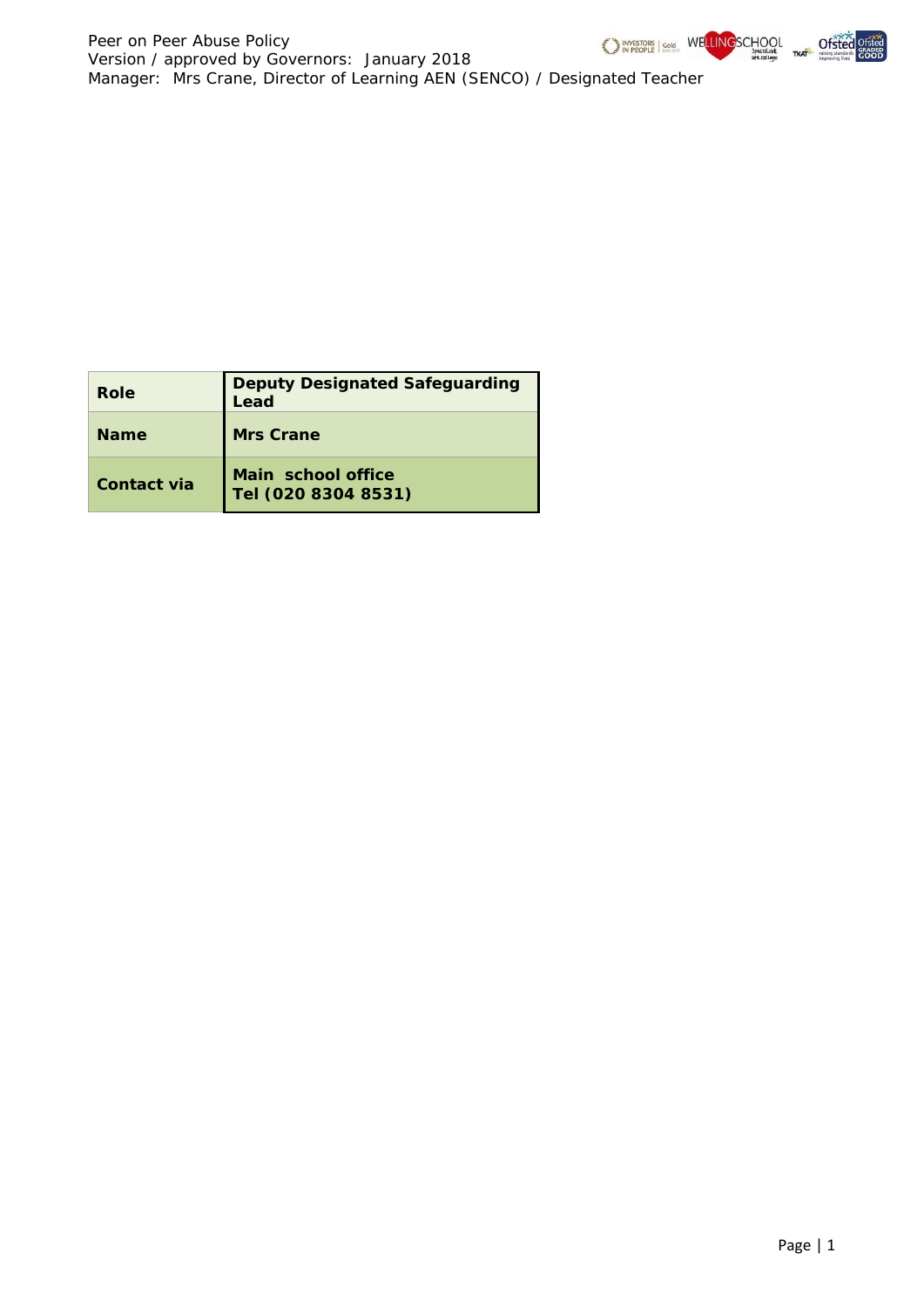| Role | Deputy Designated Safeguarding Lead |
|---|---|
| **Name** | **Mrs Crane** |
| **Contact via** | **Main school office**<br>**Tel (020 8304 8531)** |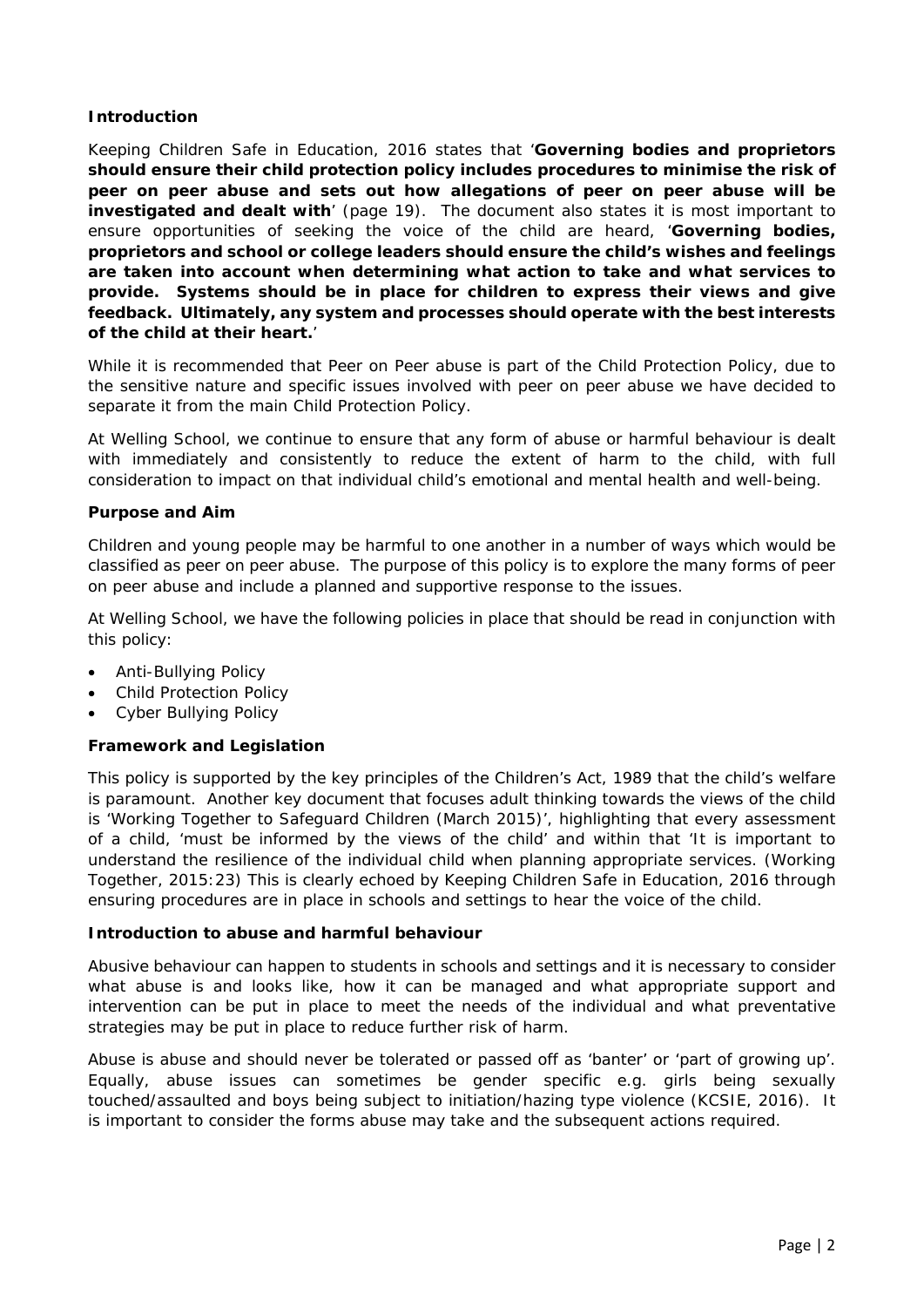### Introduction

Keeping Children Safe in Education, 2016 states that '**Governing bodies and proprietors should ensure their child protection policy includes procedures to minimise the risk of peer on peer abuse and sets out how allegations of peer on peer abuse will be investigated and dealt with**' (page 19). The document also states it is most important to ensure opportunities of seeking the voice of the child are heard, '**Governing bodies, proprietors and school or college leaders should ensure the child's wishes and feelings are taken into account when determining what action to take and what services to provide. Systems should be in place for children to express their views and give feedback. Ultimately, any system and processes should operate with the best interests of the child at their heart.**'

While it is recommended that Peer on Peer abuse is part of the Child Protection Policy, due to the sensitive nature and specific issues involved with peer on peer abuse we have decided to separate it from the main Child Protection Policy.

At Welling School, we continue to ensure that any form of abuse or harmful behaviour is dealt with immediately and consistently to reduce the extent of harm to the child, with full consideration to impact on that individual child's emotional and mental health and well-being.

### Purpose and Aim

Children and young people may be harmful to one another in a number of ways which would be classified as peer on peer abuse. The purpose of this policy is to explore the many forms of peer on peer abuse and include a planned and supportive response to the issues.

At Welling School, we have the following policies in place that should be read in conjunction with this policy:

- Anti-Bullying Policy
- Child Protection Policy
- Cyber Bullying Policy

### Framework and Legislation

This policy is supported by the key principles of the Children's Act, 1989 that the child's welfare is paramount. Another key document that focuses adult thinking towards the views of the child is 'Working Together to Safeguard Children (March 2015)', highlighting that every assessment of a child, 'must be informed by the views of the child' and within that 'It is important to understand the resilience of the individual child when planning appropriate services. (Working Together, 2015:23) This is clearly echoed by Keeping Children Safe in Education, 2016 through ensuring procedures are in place in schools and settings to hear the voice of the child.

### Introduction to abuse and harmful behaviour

Abusive behaviour can happen to students in schools and settings and it is necessary to consider what abuse is and looks like, how it can be managed and what appropriate support and intervention can be put in place to meet the needs of the individual and what preventative strategies may be put in place to reduce further risk of harm.

Abuse is abuse and should never be tolerated or passed off as 'banter' or 'part of growing up'. Equally, abuse issues can sometimes be gender specific e.g. girls being sexually touched/assaulted and boys being subject to initiation/hazing type violence (KCSIE, 2016). It is important to consider the forms abuse may take and the subsequent actions required.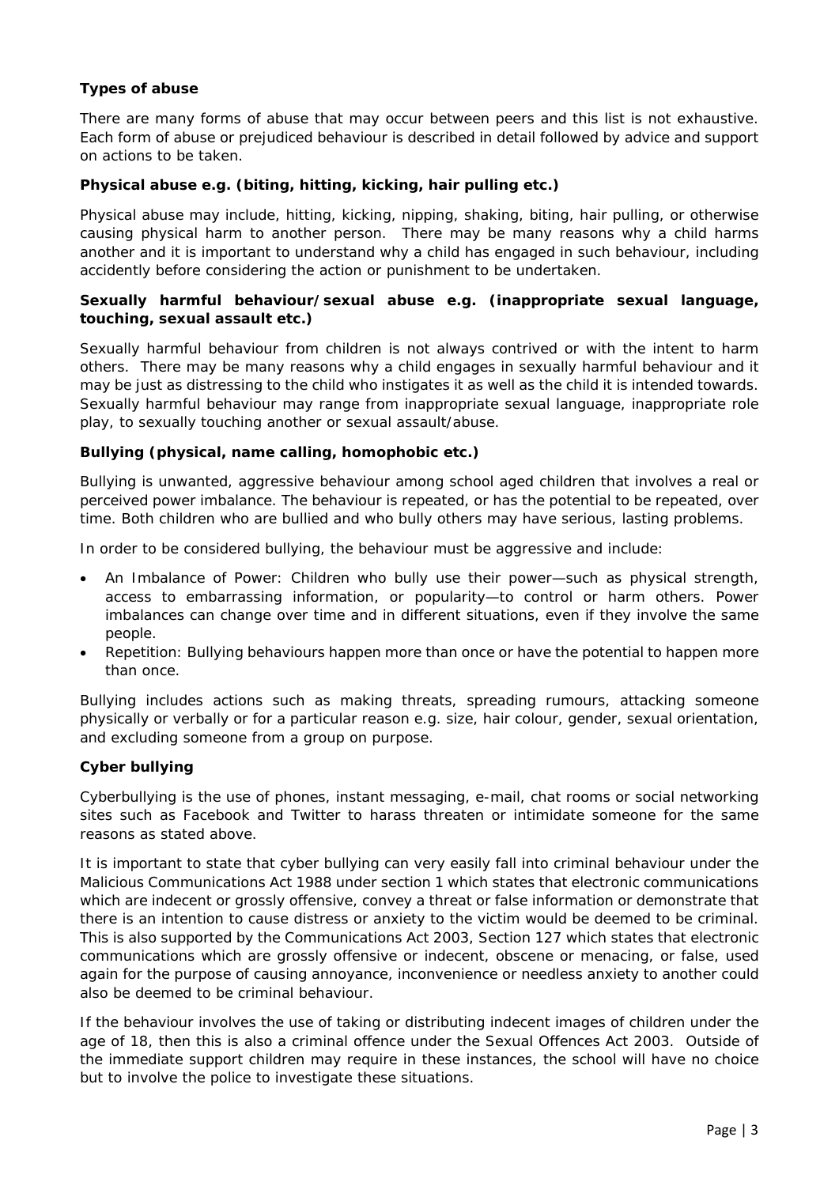**Types of abuse**

There are many forms of abuse that may occur between peers and this list is not exhaustive. Each form of abuse or prejudiced behaviour is described in detail followed by advice and support on actions to be taken.

**Physical abuse e.g. (biting, hitting, kicking, hair pulling etc.)**

Physical abuse may include, hitting, kicking, nipping, shaking, biting, hair pulling, or otherwise causing physical harm to another person. There may be many reasons why a child harms another and it is important to understand why a child has engaged in such behaviour, including accidently before considering the action or punishment to be undertaken.

**Sexually harmful behaviour/sexual abuse e.g. (inappropriate sexual language, touching, sexual assault etc.)**

Sexually harmful behaviour from children is not always contrived or with the intent to harm others. There may be many reasons why a child engages in sexually harmful behaviour and it may be just as distressing to the child who instigates it as well as the child it is intended towards. Sexually harmful behaviour may range from inappropriate sexual language, inappropriate role play, to sexually touching another or sexual assault/abuse.

**Bullying (physical, name calling, homophobic etc.)**

Bullying is unwanted, aggressive behaviour among school aged children that involves a real or perceived power imbalance. The behaviour is repeated, or has the potential to be repeated, over time. Both children who are bullied and who bully others may have serious, lasting problems.

In order to be considered bullying, the behaviour must be aggressive and include:

- An Imbalance of Power: Children who bully use their power—such as physical strength, access to embarrassing information, or popularity—to control or harm others. Power imbalances can change over time and in different situations, even if they involve the same people.
- Repetition: Bullying behaviours happen more than once or have the potential to happen more than once.

Bullying includes actions such as making threats, spreading rumours, attacking someone physically or verbally or for a particular reason e.g. size, hair colour, gender, sexual orientation, and excluding someone from a group on purpose.

**Cyber bullying**

Cyberbullying is the use of phones, instant messaging, e-mail, chat rooms or social networking sites such as Facebook and Twitter to harass threaten or intimidate someone for the same reasons as stated above.

It is important to state that cyber bullying can very easily fall into criminal behaviour under the Malicious Communications Act 1988 under section 1 which states that electronic communications which are indecent or grossly offensive, convey a threat or false information or demonstrate that there is an intention to cause distress or anxiety to the victim would be deemed to be criminal. This is also supported by the Communications Act 2003, Section 127 which states that electronic communications which are grossly offensive or indecent, obscene or menacing, or false, used again for the purpose of causing annoyance, inconvenience or needless anxiety to another could also be deemed to be criminal behaviour.

If the behaviour involves the use of taking or distributing indecent images of children under the age of 18, then this is also a criminal offence under the Sexual Offences Act 2003. Outside of the immediate support children may require in these instances, the school will have no choice but to involve the police to investigate these situations.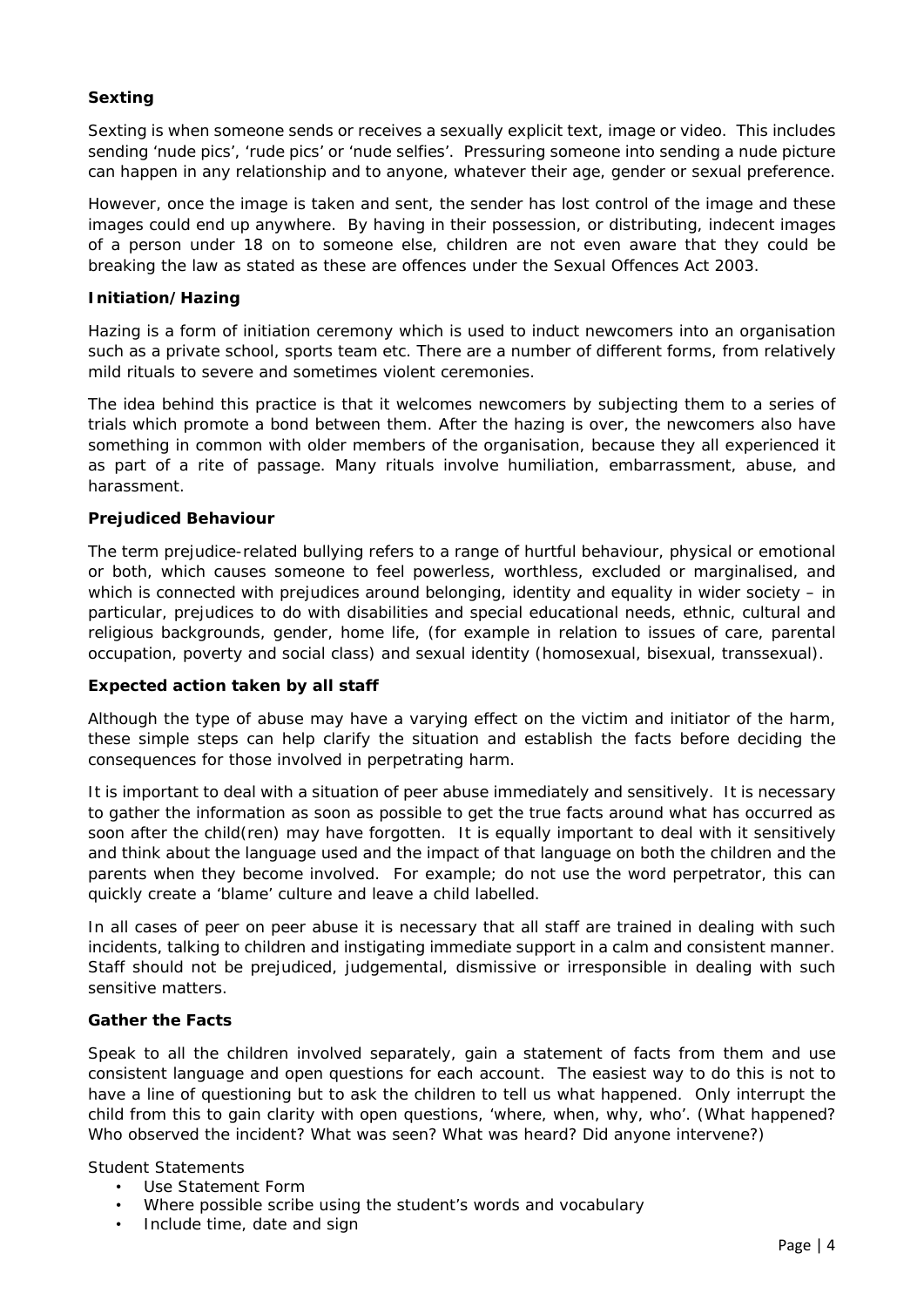### Sexting

Sexting is when someone sends or receives a sexually explicit text, image or video. This includes sending 'nude pics', 'rude pics' or 'nude selfies'. Pressuring someone into sending a nude picture can happen in any relationship and to anyone, whatever their age, gender or sexual preference.

However, once the image is taken and sent, the sender has lost control of the image and these images could end up anywhere. By having in their possession, or distributing, indecent images of a person under 18 on to someone else, children are not even aware that they could be breaking the law as stated as these are offences under the Sexual Offences Act 2003.

### Initiation/Hazing

Hazing is a form of initiation ceremony which is used to induct newcomers into an organisation such as a private school, sports team etc. There are a number of different forms, from relatively mild rituals to severe and sometimes violent ceremonies.

The idea behind this practice is that it welcomes newcomers by subjecting them to a series of trials which promote a bond between them. After the hazing is over, the newcomers also have something in common with older members of the organisation, because they all experienced it as part of a rite of passage. Many rituals involve humiliation, embarrassment, abuse, and harassment.

### Prejudiced Behaviour

The term prejudice-related bullying refers to a range of hurtful behaviour, physical or emotional or both, which causes someone to feel powerless, worthless, excluded or marginalised, and which is connected with prejudices around belonging, identity and equality in wider society – in particular, prejudices to do with disabilities and special educational needs, ethnic, cultural and religious backgrounds, gender, home life, (for example in relation to issues of care, parental occupation, poverty and social class) and sexual identity (homosexual, bisexual, transsexual).

### Expected action taken by all staff

Although the type of abuse may have a varying effect on the victim and initiator of the harm, these simple steps can help clarify the situation and establish the facts before deciding the consequences for those involved in perpetrating harm.

It is important to deal with a situation of peer abuse immediately and sensitively. It is necessary to gather the information as soon as possible to get the true facts around what has occurred as soon after the child(ren) may have forgotten. It is equally important to deal with it sensitively and think about the language used and the impact of that language on both the children and the parents when they become involved. For example; do not use the word perpetrator, this can quickly create a 'blame' culture and leave a child labelled.

In all cases of peer on peer abuse it is necessary that all staff are trained in dealing with such incidents, talking to children and instigating immediate support in a calm and consistent manner. Staff should not be prejudiced, judgemental, dismissive or irresponsible in dealing with such sensitive matters.

### Gather the Facts

Speak to all the children involved separately, gain a statement of facts from them and use consistent language and open questions for each account. The easiest way to do this is not to have a line of questioning but to ask the children to tell us what happened. Only interrupt the child from this to gain clarity with open questions, 'where, when, why, who'. (What happened? Who observed the incident? What was seen? What was heard? Did anyone intervene?)

Student Statements

- Use Statement Form
- Where possible scribe using the student's words and vocabulary
- Include time, date and sign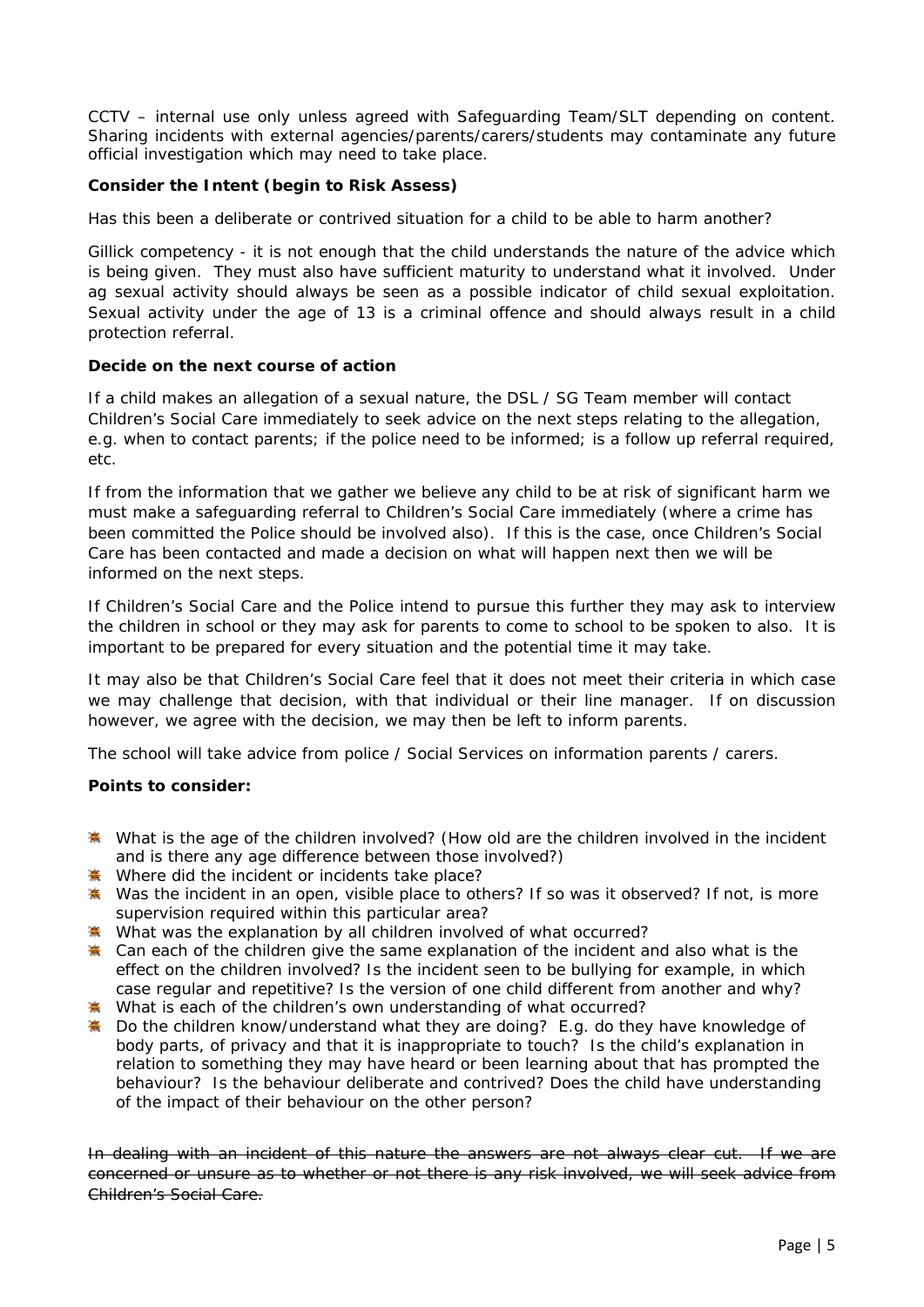CCTV – internal use only unless agreed with Safeguarding Team/SLT depending on content. Sharing incidents with external agencies/parents/carers/students may contaminate any future official investigation which may need to take place.

**Consider the Intent (begin to Risk Assess)**

Has this been a deliberate or contrived situation for a child to be able to harm another?

Gillick competency - it is not enough that the child understands the nature of the advice which is being given. They must also have sufficient maturity to understand what it involved. Under ag sexual activity should always be seen as a possible indicator of child sexual exploitation. Sexual activity under the age of 13 is a criminal offence and should always result in a child protection referral.

**Decide on the next course of action**

If a child makes an allegation of a sexual nature, the DSL / SG Team member will contact Children's Social Care immediately to seek advice on the next steps relating to the allegation, e.g. when to contact parents; if the police need to be informed; is a follow up referral required, etc.

If from the information that we gather we believe any child to be at risk of significant harm we must make a safeguarding referral to Children's Social Care immediately (where a crime has been committed the Police should be involved also). If this is the case, once Children's Social Care has been contacted and made a decision on what will happen next then we will be informed on the next steps.

If Children's Social Care and the Police intend to pursue this further they may ask to interview the children in school or they may ask for parents to come to school to be spoken to also. It is important to be prepared for every situation and the potential time it may take.

It may also be that Children's Social Care feel that it does not meet their criteria in which case we may challenge that decision, with that individual or their line manager. If on discussion however, we agree with the decision, we may then be left to inform parents.

The school will take advice from police / Social Services on information parents / carers.

**Points to consider:**

- What is the age of the children involved? (How old are the children involved in the incident and is there any age difference between those involved?)
- Where did the incident or incidents take place?
- Was the incident in an open, visible place to others? If so was it observed? If not, is more supervision required within this particular area?
- What was the explanation by all children involved of what occurred?
- Can each of the children give the same explanation of the incident and also what is the effect on the children involved? Is the incident seen to be bullying for example, in which case regular and repetitive? Is the version of one child different from another and why?
- What is each of the children's own understanding of what occurred?
- Do the children know/understand what they are doing? E.g. do they have knowledge of body parts, of privacy and that it is inappropriate to touch? Is the child's explanation in relation to something they may have heard or been learning about that has prompted the behaviour? Is the behaviour deliberate and contrived? Does the child have understanding of the impact of their behaviour on the other person?

~~In dealing with an incident of this nature the answers are not always clear cut. If we are concerned or unsure as to whether or not there is any risk involved, we will seek advice from Children's Social Care.~~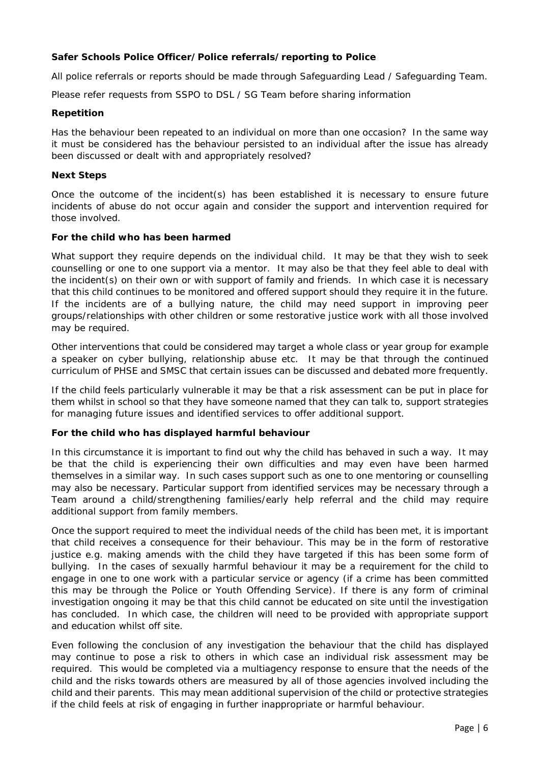**Safer Schools Police Officer/Police referrals/reporting to Police**

All police referrals or reports should be made through Safeguarding Lead / Safeguarding Team.

Please refer requests from SSPO to DSL / SG Team before sharing information

**Repetition**

Has the behaviour been repeated to an individual on more than one occasion? In the same way it must be considered has the behaviour persisted to an individual after the issue has already been discussed or dealt with and appropriately resolved?

**Next Steps**

Once the outcome of the incident(s) has been established it is necessary to ensure future incidents of abuse do not occur again and consider the support and intervention required for those involved.

**For the child who has been harmed**

What support they require depends on the individual child. It may be that they wish to seek counselling or one to one support via a mentor. It may also be that they feel able to deal with the incident(s) on their own or with support of family and friends. In which case it is necessary that this child continues to be monitored and offered support should they require it in the future. If the incidents are of a bullying nature, the child may need support in improving peer groups/relationships with other children or some restorative justice work with all those involved may be required.

Other interventions that could be considered may target a whole class or year group for example a speaker on cyber bullying, relationship abuse etc. It may be that through the continued curriculum of PHSE and SMSC that certain issues can be discussed and debated more frequently.

If the child feels particularly vulnerable it may be that a risk assessment can be put in place for them whilst in school so that they have someone named that they can talk to, support strategies for managing future issues and identified services to offer additional support.

**For the child who has displayed harmful behaviour**

In this circumstance it is important to find out why the child has behaved in such a way. It may be that the child is experiencing their own difficulties and may even have been harmed themselves in a similar way. In such cases support such as one to one mentoring or counselling may also be necessary. Particular support from identified services may be necessary through a Team around a child/strengthening families/early help referral and the child may require additional support from family members.

Once the support required to meet the individual needs of the child has been met, it is important that child receives a consequence for their behaviour. This may be in the form of restorative justice e.g. making amends with the child they have targeted if this has been some form of bullying. In the cases of sexually harmful behaviour it may be a requirement for the child to engage in one to one work with a particular service or agency (if a crime has been committed this may be through the Police or Youth Offending Service). If there is any form of criminal investigation ongoing it may be that this child cannot be educated on site until the investigation has concluded. In which case, the children will need to be provided with appropriate support and education whilst off site.

Even following the conclusion of any investigation the behaviour that the child has displayed may continue to pose a risk to others in which case an individual risk assessment may be required. This would be completed via a multiagency response to ensure that the needs of the child and the risks towards others are measured by all of those agencies involved including the child and their parents. This may mean additional supervision of the child or protective strategies if the child feels at risk of engaging in further inappropriate or harmful behaviour.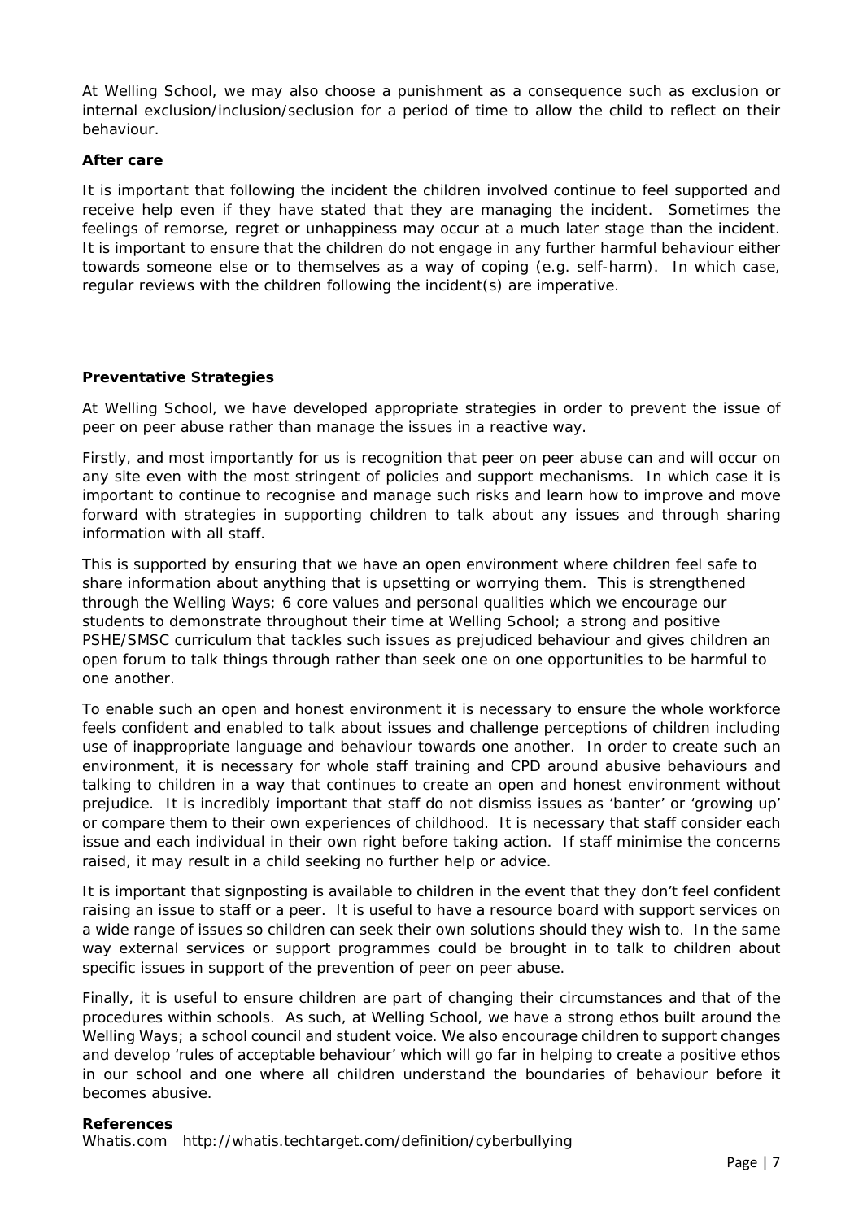At Welling School, we may also choose a punishment as a consequence such as exclusion or internal exclusion/inclusion/seclusion for a period of time to allow the child to reflect on their behaviour.

**After care**

It is important that following the incident the children involved continue to feel supported and receive help even if they have stated that they are managing the incident. Sometimes the feelings of remorse, regret or unhappiness may occur at a much later stage than the incident. It is important to ensure that the children do not engage in any further harmful behaviour either towards someone else or to themselves as a way of coping (e.g. self-harm). In which case, regular reviews with the children following the incident(s) are imperative.

**Preventative Strategies**

At Welling School, we have developed appropriate strategies in order to prevent the issue of peer on peer abuse rather than manage the issues in a reactive way.

Firstly, and most importantly for us is recognition that peer on peer abuse can and will occur on any site even with the most stringent of policies and support mechanisms. In which case it is important to continue to recognise and manage such risks and learn how to improve and move forward with strategies in supporting children to talk about any issues and through sharing information with all staff.

This is supported by ensuring that we have an open environment where children feel safe to share information about anything that is upsetting or worrying them. This is strengthened through the Welling Ways; 6 core values and personal qualities which we encourage our students to demonstrate throughout their time at Welling School; a strong and positive PSHE/SMSC curriculum that tackles such issues as prejudiced behaviour and gives children an open forum to talk things through rather than seek one on one opportunities to be harmful to one another.

To enable such an open and honest environment it is necessary to ensure the whole workforce feels confident and enabled to talk about issues and challenge perceptions of children including use of inappropriate language and behaviour towards one another. In order to create such an environment, it is necessary for whole staff training and CPD around abusive behaviours and talking to children in a way that continues to create an open and honest environment without prejudice. It is incredibly important that staff do not dismiss issues as 'banter' or 'growing up' or compare them to their own experiences of childhood. It is necessary that staff consider each issue and each individual in their own right before taking action. If staff minimise the concerns raised, it may result in a child seeking no further help or advice.

It is important that signposting is available to children in the event that they don't feel confident raising an issue to staff or a peer. It is useful to have a resource board with support services on a wide range of issues so children can seek their own solutions should they wish to. In the same way external services or support programmes could be brought in to talk to children about specific issues in support of the prevention of peer on peer abuse.

Finally, it is useful to ensure children are part of changing their circumstances and that of the procedures within schools. As such, at Welling School, we have a strong ethos built around the Welling Ways; a school council and student voice. We also encourage children to support changes and develop 'rules of acceptable behaviour' which will go far in helping to create a positive ethos in our school and one where all children understand the boundaries of behaviour before it becomes abusive.

**References**

Whatis.com http://whatis.techtarget.com/definition/cyberbullying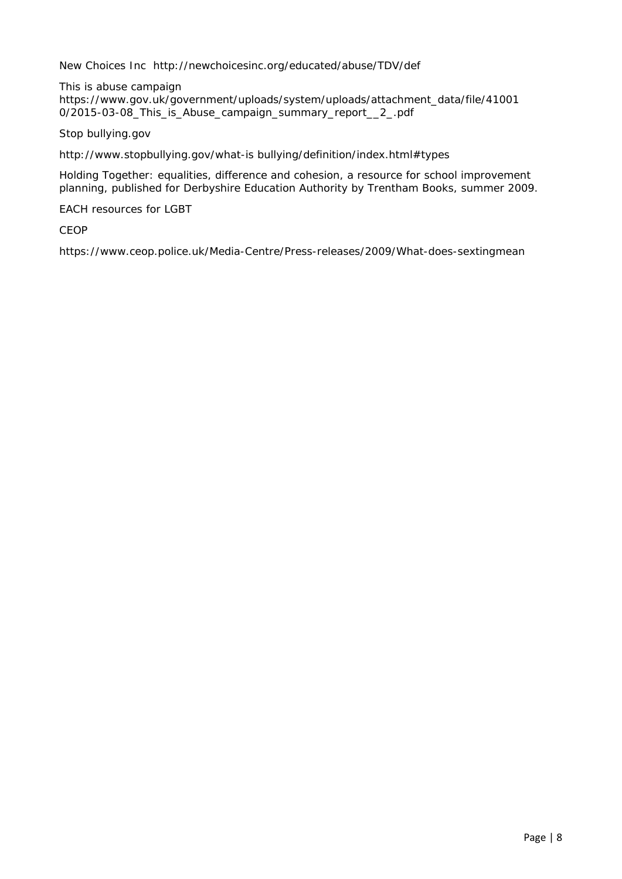New Choices Inc http://newchoicesinc.org/educated/abuse/TDV/def

This is abuse campaign
https://www.gov.uk/government/uploads/system/uploads/attachment_data/file/410010/2015-03-08_This_is_Abuse_campaign_summary_report__2_.pdf

Stop bullying.gov

http://www.stopbullying.gov/what-is bullying/definition/index.html#types

Holding Together: equalities, difference and cohesion, a resource for school improvement planning, published for Derbyshire Education Authority by Trentham Books, summer 2009.

EACH resources for LGBT

CEOP

https://www.ceop.police.uk/Media-Centre/Press-releases/2009/What-does-sextingmean